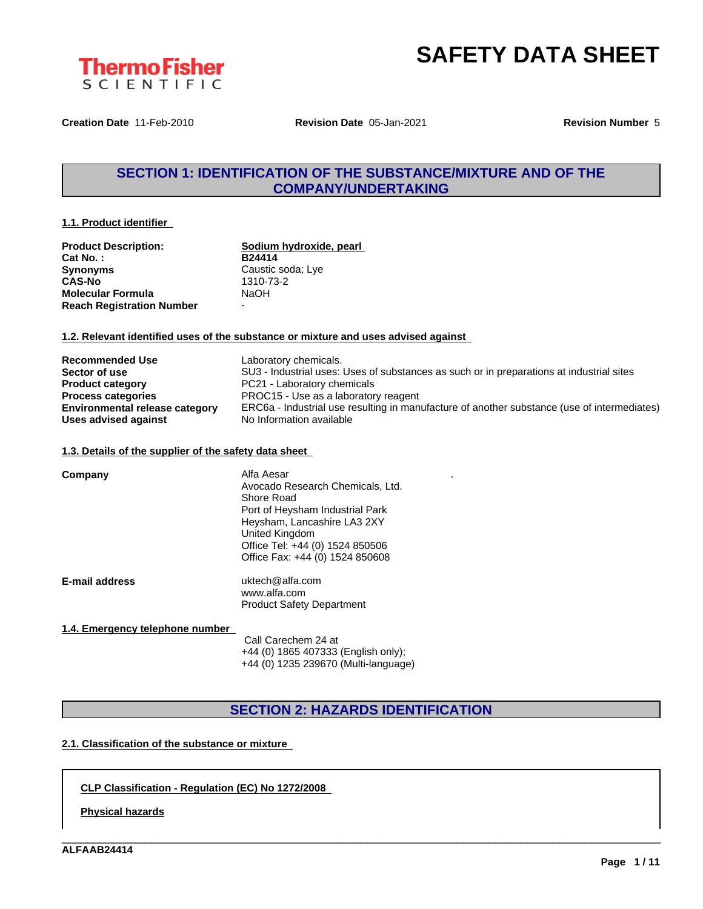ThermoFisher SCIENTIFIC

# SAFETY DATA SHEET

**Creation Date** 11-Feb-2010 **Revision Date** 05-Jan-2021 **Revision Number** 5

## SECTION 1: IDENTIFICATION OF THE SUBSTANCE/MIXTURE AND OF THE COMPANY/UNDERTAKING

### 1.1. Product identifier

| | |
|---|---|
| **Product Description:** | **Sodium hydroxide, pearl** |
| **Cat No. :** | **B24414** |
| **Synonyms** | Caustic soda; Lye |
| **CAS-No** | 1310-73-2 |
| **Molecular Formula** | NaOH |
| **Reach Registration Number** | - |

### 1.2. Relevant identified uses of the substance or mixture and uses advised against

| | |
|---|---|
| **Recommended Use** | Laboratory chemicals. |
| **Sector of use** | SU3 - Industrial uses: Uses of substances as such or in preparations at industrial sites |
| **Product category** | PC21 - Laboratory chemicals |
| **Process categories** | PROC15 - Use as a laboratory reagent |
| **Environmental release category** | ERC6a - Industrial use resulting in manufacture of another substance (use of intermediates) |
| **Uses advised against** | No Information available |

### 1.3. Details of the supplier of the safety data sheet

**Company**

Alfa Aesar
Avocado Research Chemicals, Ltd.
Shore Road
Port of Heysham Industrial Park
Heysham, Lancashire LA3 2XY
United Kingdom
Office Tel: +44 (0) 1524 850506
Office Fax: +44 (0) 1524 850608

**E-mail address**

uktech@alfa.com
www.alfa.com
Product Safety Department

### 1.4. Emergency telephone number

Call Carechem 24 at
+44 (0) 1865 407333 (English only);
+44 (0) 1235 239670 (Multi-language)

## SECTION 2: HAZARDS IDENTIFICATION

### 2.1. Classification of the substance or mixture

**CLP Classification - Regulation (EC) No 1272/2008**

**Physical hazards**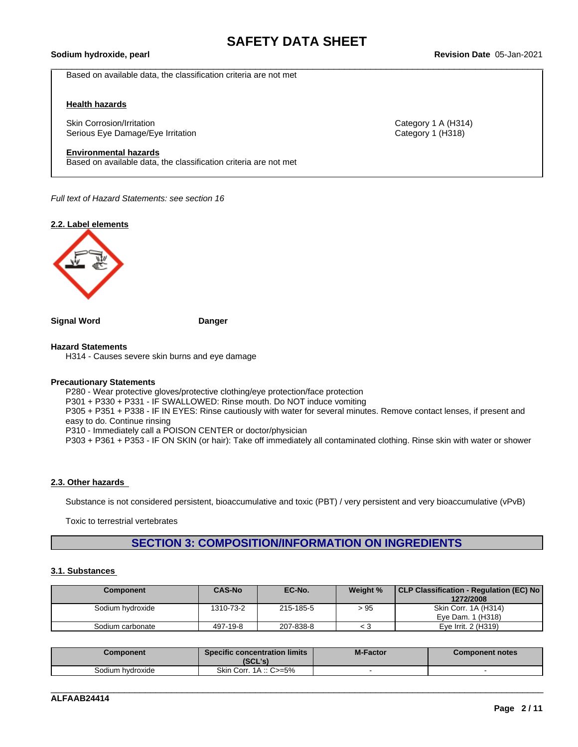Based on available data, the classification criteria are not met

**Health hazards**

| | |
|---|---|
| Skin Corrosion/Irritation | Category 1 A (H314) |
| Serious Eye Damage/Eye Irritation | Category 1 (H318) |

**Environmental hazards**

Based on available data, the classification criteria are not met

*Full text of Hazard Statements: see section 16*

### 2.2. Label elements

**Signal Word** **Danger**

**Hazard Statements**

H314 - Causes severe skin burns and eye damage

**Precautionary Statements**

P280 - Wear protective gloves/protective clothing/eye protection/face protection
P301 + P330 + P331 - IF SWALLOWED: Rinse mouth. Do NOT induce vomiting
P305 + P351 + P338 - IF IN EYES: Rinse cautiously with water for several minutes. Remove contact lenses, if present and easy to do. Continue rinsing
P310 - Immediately call a POISON CENTER or doctor/physician
P303 + P361 + P353 - IF ON SKIN (or hair): Take off immediately all contaminated clothing. Rinse skin with water or shower

### 2.3. Other hazards

Substance is not considered persistent, bioaccumulative and toxic (PBT) / very persistent and very bioaccumulative (vPvB)

Toxic to terrestrial vertebrates

## SECTION 3: COMPOSITION/INFORMATION ON INGREDIENTS

### 3.1. Substances

| Component | CAS-No | EC-No. | Weight % | CLP Classification - Regulation (EC) No 1272/2008 |
|---|---|---|---|---|
| Sodium hydroxide | 1310-73-2 | 215-185-5 | > 95 | Skin Corr. 1A (H314)<br>Eye Dam. 1 (H318) |
| Sodium carbonate | 497-19-8 | 207-838-8 | < 3 | Eye Irrit. 2 (H319) |

| Component | Specific concentration limits (SCL's) | M-Factor | Component notes |
|---|---|---|---|
| Sodium hydroxide | Skin Corr. 1A :: C>=5% | - | - |

ALFAAB24414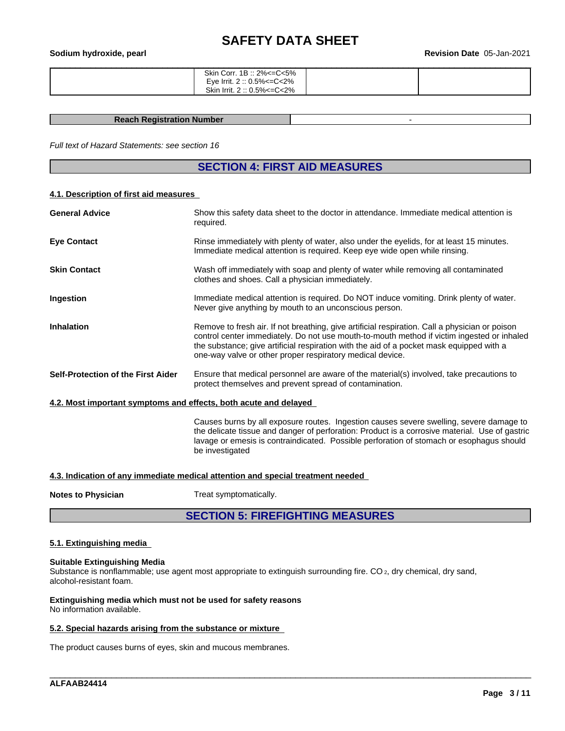| | | | |
|---|---|---|---|
| | Skin Corr. 1B :: 2%<=C<5%<br>Eye Irrit. 2 :: 0.5%<=C<2%<br>Skin Irrit. 2 :: 0.5%<=C<2% | | |

| Reach Registration Number | - |
|---|---|

*Full text of Hazard Statements: see section 16*

## SECTION 4: FIRST AID MEASURES

### 4.1. Description of first aid measures

**General Advice**
Show this safety data sheet to the doctor in attendance. Immediate medical attention is required.

**Eye Contact**
Rinse immediately with plenty of water, also under the eyelids, for at least 15 minutes. Immediate medical attention is required. Keep eye wide open while rinsing.

**Skin Contact**
Wash off immediately with soap and plenty of water while removing all contaminated clothes and shoes. Call a physician immediately.

**Ingestion**
Immediate medical attention is required. Do NOT induce vomiting. Drink plenty of water. Never give anything by mouth to an unconscious person.

**Inhalation**
Remove to fresh air. If not breathing, give artificial respiration. Call a physician or poison control center immediately. Do not use mouth-to-mouth method if victim ingested or inhaled the substance; give artificial respiration with the aid of a pocket mask equipped with a one-way valve or other proper respiratory medical device.

**Self-Protection of the First Aider**
Ensure that medical personnel are aware of the material(s) involved, take precautions to protect themselves and prevent spread of contamination.

### 4.2. Most important symptoms and effects, both acute and delayed

Causes burns by all exposure routes. Ingestion causes severe swelling, severe damage to the delicate tissue and danger of perforation: Product is a corrosive material. Use of gastric lavage or emesis is contraindicated. Possible perforation of stomach or esophagus should be investigated

### 4.3. Indication of any immediate medical attention and special treatment needed

**Notes to Physician**
Treat symptomatically.

## SECTION 5: FIREFIGHTING MEASURES

### 5.1. Extinguishing media

**Suitable Extinguishing Media**
Substance is nonflammable; use agent most appropriate to extinguish surrounding fire. $CO_2$, dry chemical, dry sand, alcohol-resistant foam.

**Extinguishing media which must not be used for safety reasons**
No information available.

### 5.2. Special hazards arising from the substance or mixture

The product causes burns of eyes, skin and mucous membranes.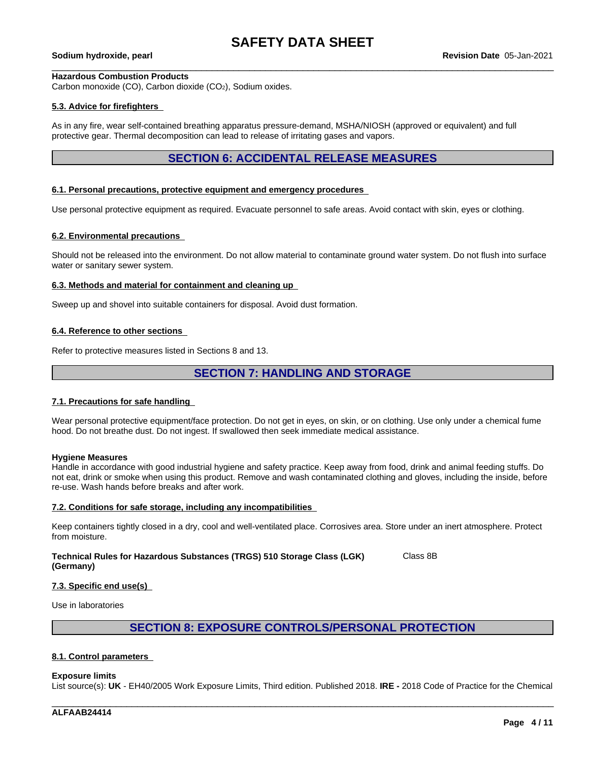**Hazardous Combustion Products**
Carbon monoxide (CO), Carbon dioxide ($CO_2$), Sodium oxides.

### 5.3. Advice for firefighters

As in any fire, wear self-contained breathing apparatus pressure-demand, MSHA/NIOSH (approved or equivalent) and full protective gear. Thermal decomposition can lead to release of irritating gases and vapors.

## SECTION 6: ACCIDENTAL RELEASE MEASURES

### 6.1. Personal precautions, protective equipment and emergency procedures

Use personal protective equipment as required. Evacuate personnel to safe areas. Avoid contact with skin, eyes or clothing.

### 6.2. Environmental precautions

Should not be released into the environment. Do not allow material to contaminate ground water system. Do not flush into surface water or sanitary sewer system.

### 6.3. Methods and material for containment and cleaning up

Sweep up and shovel into suitable containers for disposal. Avoid dust formation.

### 6.4. Reference to other sections

Refer to protective measures listed in Sections 8 and 13.

## SECTION 7: HANDLING AND STORAGE

### 7.1. Precautions for safe handling

Wear personal protective equipment/face protection. Do not get in eyes, on skin, or on clothing. Use only under a chemical fume hood. Do not breathe dust. Do not ingest. If swallowed then seek immediate medical assistance.

**Hygiene Measures**
Handle in accordance with good industrial hygiene and safety practice. Keep away from food, drink and animal feeding stuffs. Do not eat, drink or smoke when using this product. Remove and wash contaminated clothing and gloves, including the inside, before re-use. Wash hands before breaks and after work.

### 7.2. Conditions for safe storage, including any incompatibilities

Keep containers tightly closed in a dry, cool and well-ventilated place. Corrosives area. Store under an inert atmosphere. Protect from moisture.

**Technical Rules for Hazardous Substances (TRGS) 510 Storage Class (LGK) (Germany)** Class 8B

### 7.3. Specific end use(s)

Use in laboratories

## SECTION 8: EXPOSURE CONTROLS/PERSONAL PROTECTION

### 8.1. Control parameters

**Exposure limits**
List source(s): **UK** - EH40/2005 Work Exposure Limits, Third edition. Published 2018. **IRE -** 2018 Code of Practice for the Chemical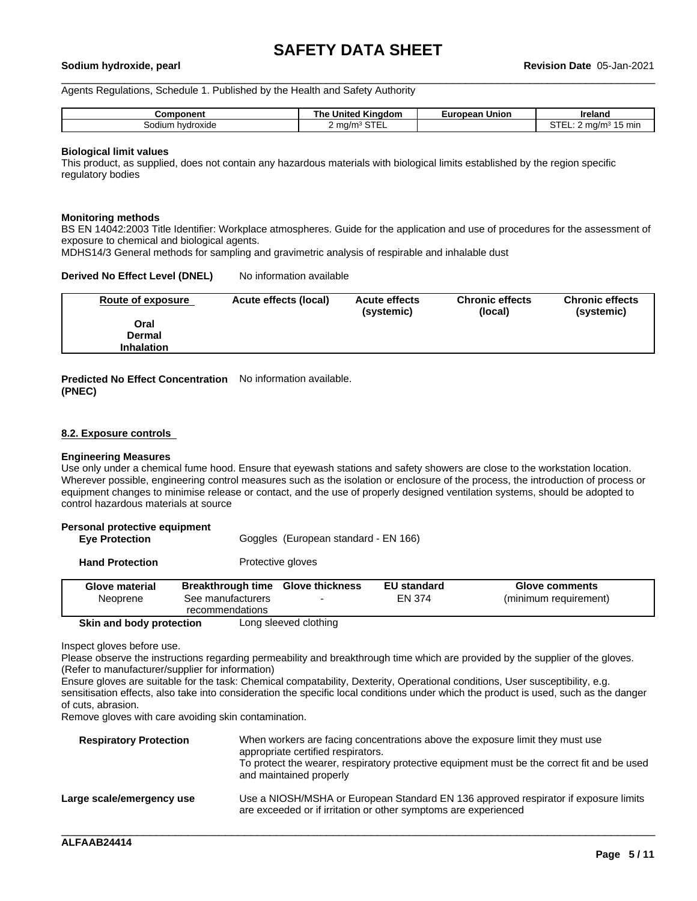Agents Regulations, Schedule 1. Published by the Health and Safety Authority

| Component | The United Kingdom | European Union | Ireland |
|---|---|---|---|
| Sodium hydroxide | 2 mg/m³ STEL | | STEL: 2 mg/m³ 15 min |

**Biological limit values**

This product, as supplied, does not contain any hazardous materials with biological limits established by the region specific regulatory bodies

**Monitoring methods**

BS EN 14042:2003 Title Identifier: Workplace atmospheres. Guide for the application and use of procedures for the assessment of exposure to chemical and biological agents.

MDHS14/3 General methods for sampling and gravimetric analysis of respirable and inhalable dust

**Derived No Effect Level (DNEL)** No information available

| Route of exposure | Acute effects (local) | Acute effects (systemic) | Chronic effects (local) | Chronic effects (systemic) |
|---|---|---|---|---|
| **Oral** | | | | |
| **Dermal** | | | | |
| **Inhalation** | | | | |

**Predicted No Effect Concentration (PNEC)** No information available.

### 8.2. Exposure controls

**Engineering Measures**

Use only under a chemical fume hood. Ensure that eyewash stations and safety showers are close to the workstation location. Wherever possible, engineering control measures such as the isolation or enclosure of the process, the introduction of process or equipment changes to minimise release or contact, and the use of properly designed ventilation systems, should be adopted to control hazardous materials at source

**Personal protective equipment**

**Eye Protection** Goggles (European standard - EN 166)

**Hand Protection** Protective gloves

| Glove material | Breakthrough time | Glove thickness | EU standard | Glove comments |
|---|---|---|---|---|
| Neoprene | See manufacturers recommendations | - | EN 374 | (minimum requirement) |

**Skin and body protection** Long sleeved clothing

Inspect gloves before use.
Please observe the instructions regarding permeability and breakthrough time which are provided by the supplier of the gloves. (Refer to manufacturer/supplier for information)
Ensure gloves are suitable for the task: Chemical compatability, Dexterity, Operational conditions, User susceptibility, e.g. sensitisation effects, also take into consideration the specific local conditions under which the product is used, such as the danger of cuts, abrasion.
Remove gloves with care avoiding skin contamination.

**Respiratory Protection** When workers are facing concentrations above the exposure limit they must use appropriate certified respirators.
To protect the wearer, respiratory protective equipment must be the correct fit and be used and maintained properly

**Large scale/emergency use** Use a NIOSH/MSHA or European Standard EN 136 approved respirator if exposure limits are exceeded or if irritation or other symptoms are experienced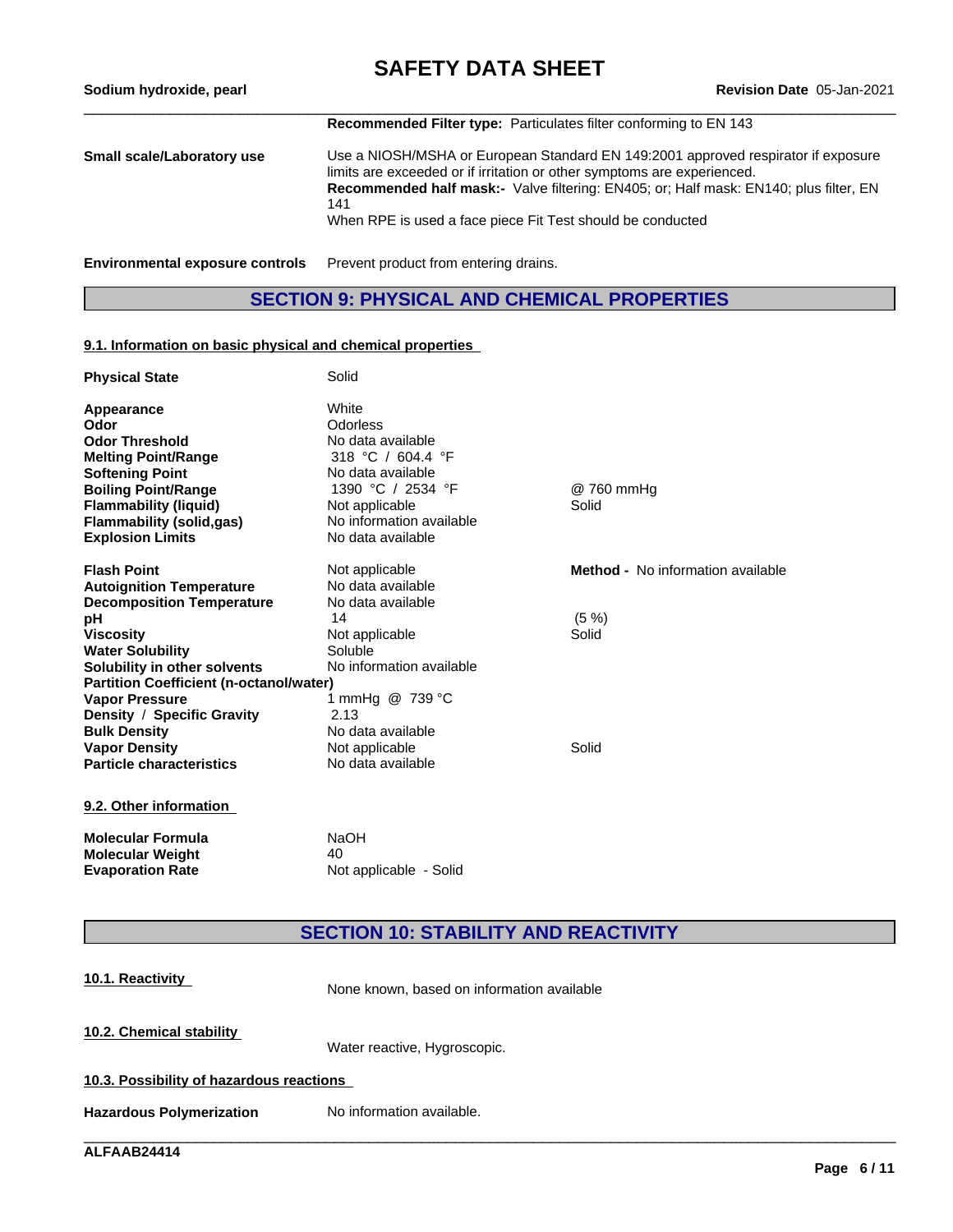| | |
|---|---|
| | **Recommended Filter type:** Particulates filter conforming to EN 143 |
| **Small scale/Laboratory use** | Use a NIOSH/MSHA or European Standard EN 149:2001 approved respirator if exposure limits are exceeded or if irritation or other symptoms are experienced.<br>**Recommended half mask:-** Valve filtering: EN405; or; Half mask: EN140; plus filter, EN 141<br>When RPE is used a face piece Fit Test should be conducted |

**Environmental exposure controls** Prevent product from entering drains.

## SECTION 9: PHYSICAL AND CHEMICAL PROPERTIES

### 9.1. Information on basic physical and chemical properties

| Property | Value | Remarks |
|---|---|---|
| **Physical State** | Solid | |
| **Appearance** | White | |
| **Odor** | Odorless | |
| **Odor Threshold** | No data available | |
| **Melting Point/Range** | 318 °C / 604.4 °F | |
| **Softening Point** | No data available | |
| **Boiling Point/Range** | 1390 °C / 2534 °F | @ 760 mmHg |
| **Flammability (liquid)** | Not applicable | Solid |
| **Flammability (solid,gas)** | No information available | |
| **Explosion Limits** | No data available | |
| **Flash Point** | Not applicable | **Method -** No information available |
| **Autoignition Temperature** | No data available | |
| **Decomposition Temperature** | No data available | |
| **pH** | 14 | (5 %) |
| **Viscosity** | Not applicable | Solid |
| **Water Solubility** | Soluble | |
| **Solubility in other solvents** | No information available | |
| **Partition Coefficient (n-octanol/water)** | | |
| **Vapor Pressure** | 1 mmHg @ 739 °C | |
| **Density / Specific Gravity** | 2.13 | |
| **Bulk Density** | No data available | |
| **Vapor Density** | Not applicable | Solid |
| **Particle characteristics** | No data available | |

### 9.2. Other information

| | |
|---|---|
| **Molecular Formula** | NaOH |
| **Molecular Weight** | 40 |
| **Evaporation Rate** | Not applicable - Solid |

## SECTION 10: STABILITY AND REACTIVITY

### 10.1. Reactivity

None known, based on information available

### 10.2. Chemical stability

Water reactive, Hygroscopic.

### 10.3. Possibility of hazardous reactions

**Hazardous Polymerization** No information available.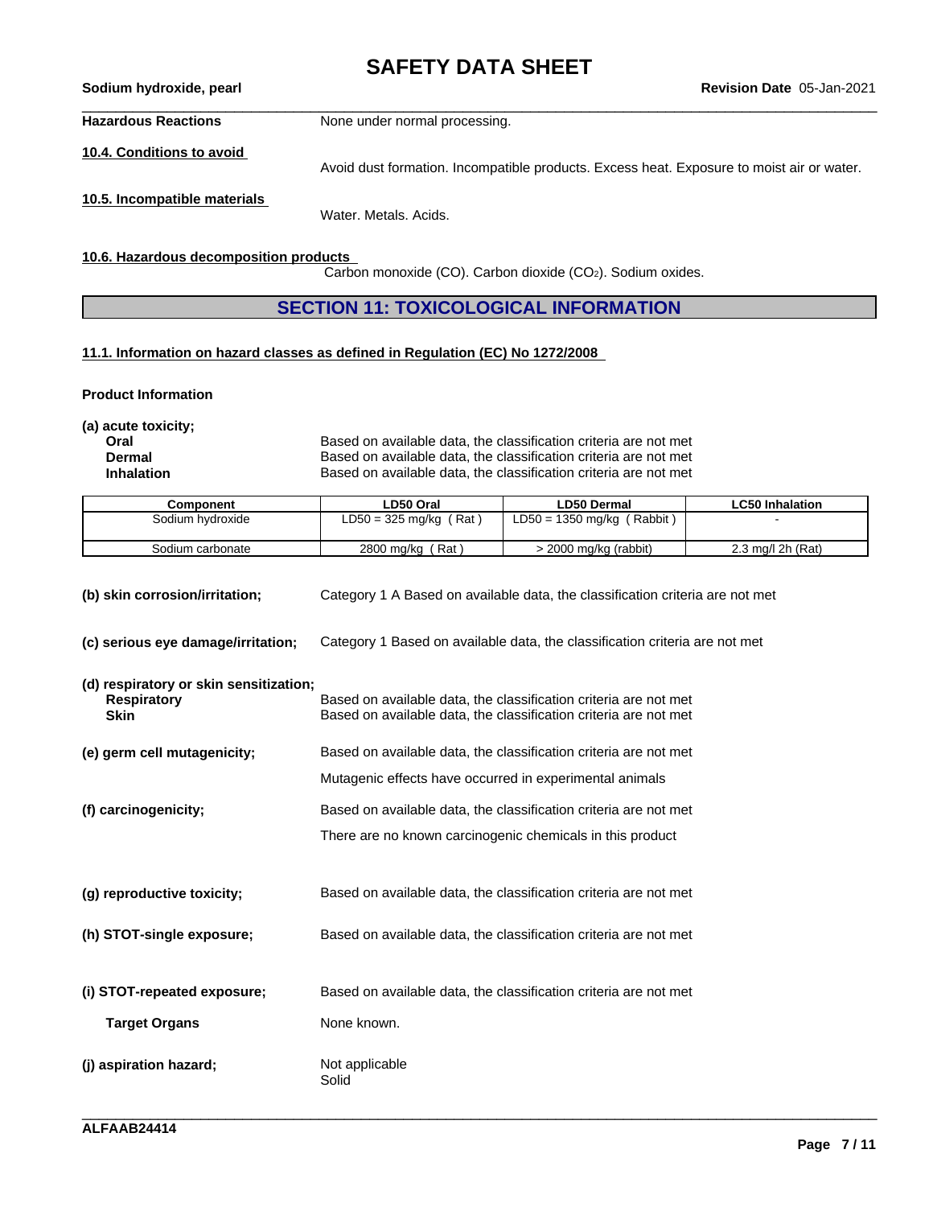**Hazardous Reactions** None under normal processing.

**10.4. Conditions to avoid**

Avoid dust formation. Incompatible products. Excess heat. Exposure to moist air or water.

**10.5. Incompatible materials**

Water. Metals. Acids.

**10.6. Hazardous decomposition products**

Carbon monoxide (CO). Carbon dioxide ($CO_2$). Sodium oxides.

## SECTION 11: TOXICOLOGICAL INFORMATION

**11.1. Information on hazard classes as defined in Regulation (EC) No 1272/2008**

**Product Information**

**(a) acute toxicity;**

**Oral** Based on available data, the classification criteria are not met
**Dermal** Based on available data, the classification criteria are not met
**Inhalation** Based on available data, the classification criteria are not met

| Component | LD50 Oral | LD50 Dermal | LC50 Inhalation |
|---|---|---|---|
| Sodium hydroxide | LD50 = 325 mg/kg ( Rat ) | LD50 = 1350 mg/kg ( Rabbit ) | - |
| Sodium carbonate | 2800 mg/kg ( Rat ) | > 2000 mg/kg (rabbit) | 2.3 mg/l 2h (Rat) |

**(b) skin corrosion/irritation;** Category 1 A Based on available data, the classification criteria are not met

**(c) serious eye damage/irritation;** Category 1 Based on available data, the classification criteria are not met

**(d) respiratory or skin sensitization;**

**Respiratory** Based on available data, the classification criteria are not met
**Skin** Based on available data, the classification criteria are not met

**(e) germ cell mutagenicity;** Based on available data, the classification criteria are not met

Mutagenic effects have occurred in experimental animals

**(f) carcinogenicity;** Based on available data, the classification criteria are not met

There are no known carcinogenic chemicals in this product

**(g) reproductive toxicity;** Based on available data, the classification criteria are not met

**(h) STOT-single exposure;** Based on available data, the classification criteria are not met

**(i) STOT-repeated exposure;** Based on available data, the classification criteria are not met

**Target Organs** None known.

**(j) aspiration hazard;** Not applicable
Solid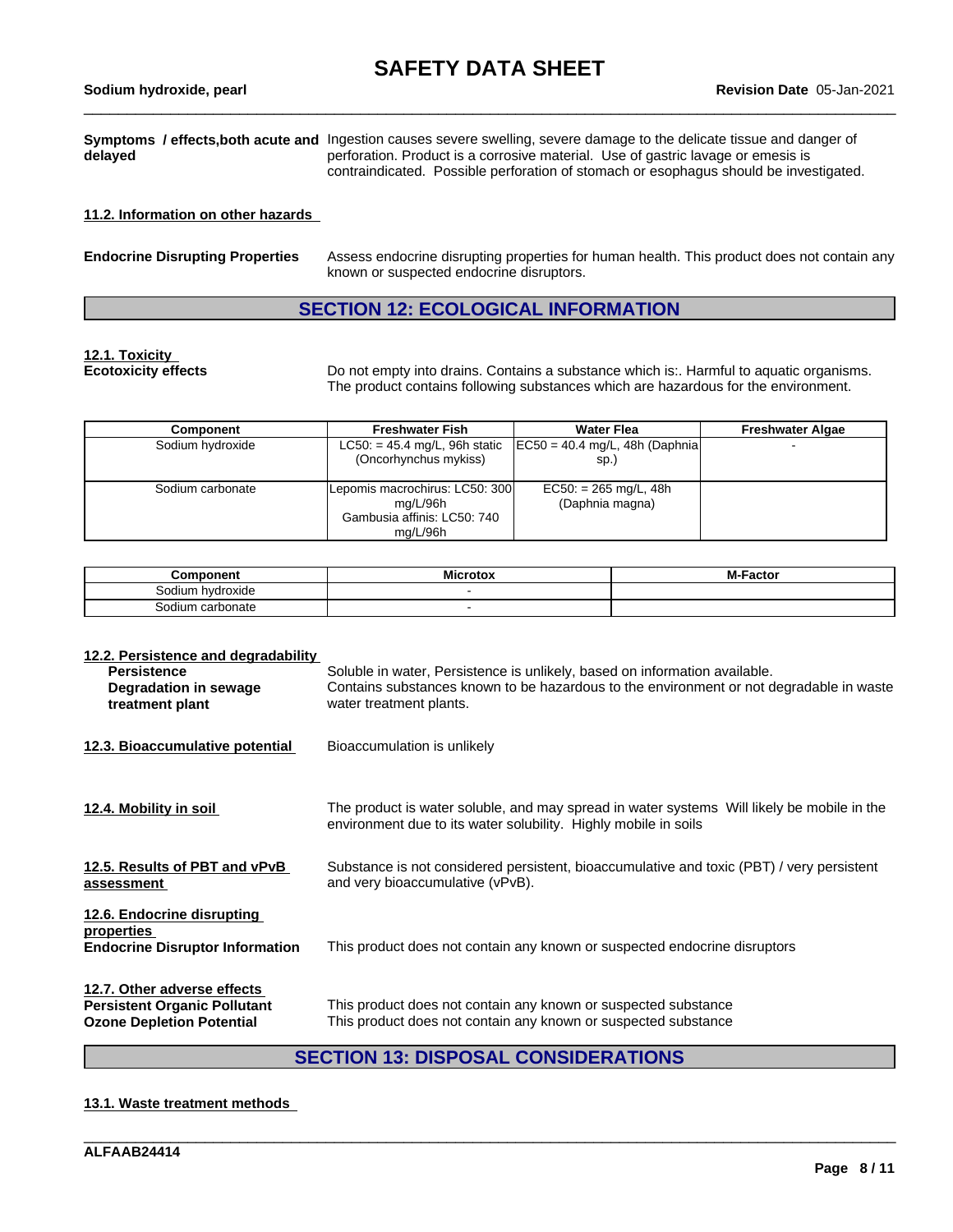**Symptoms / effects,both acute and delayed** Ingestion causes severe swelling, severe damage to the delicate tissue and danger of perforation. Product is a corrosive material. Use of gastric lavage or emesis is contraindicated. Possible perforation of stomach or esophagus should be investigated.

### 11.2. Information on other hazards

**Endocrine Disrupting Properties** Assess endocrine disrupting properties for human health. This product does not contain any known or suspected endocrine disruptors.

## SECTION 12: ECOLOGICAL INFORMATION

### 12.1. Toxicity

**Ecotoxicity effects** Do not empty into drains. Contains a substance which is:. Harmful to aquatic organisms. The product contains following substances which are hazardous for the environment.

| Component | Freshwater Fish | Water Flea | Freshwater Algae |
|---|---|---|---|
| Sodium hydroxide | LC50: = 45.4 mg/L, 96h static (Oncorhynchus mykiss) | EC50 = 40.4 mg/L, 48h (Daphnia sp.) | - |
| Sodium carbonate | Lepomis macrochirus: LC50: 300 mg/L/96h<br>Gambusia affinis: LC50: 740 mg/L/96h | EC50: = 265 mg/L, 48h (Daphnia magna) | |

| Component | Microtox | M-Factor |
|---|---|---|
| Sodium hydroxide | - | |
| Sodium carbonate | - | |

### 12.2. Persistence and degradability

**Persistence** Soluble in water, Persistence is unlikely, based on information available.

**Degradation in sewage treatment plant** Contains substances known to be hazardous to the environment or not degradable in waste water treatment plants.

### 12.3. Bioaccumulative potential

Bioaccumulation is unlikely

### 12.4. Mobility in soil

The product is water soluble, and may spread in water systems Will likely be mobile in the environment due to its water solubility. Highly mobile in soils

### 12.5. Results of PBT and vPvB assessment

Substance is not considered persistent, bioaccumulative and toxic (PBT) / very persistent and very bioaccumulative (vPvB).

### 12.6. Endocrine disrupting properties

**Endocrine Disruptor Information** This product does not contain any known or suspected endocrine disruptors

### 12.7. Other adverse effects

**Persistent Organic Pollutant** This product does not contain any known or suspected substance

**Ozone Depletion Potential** This product does not contain any known or suspected substance

## SECTION 13: DISPOSAL CONSIDERATIONS

### 13.1. Waste treatment methods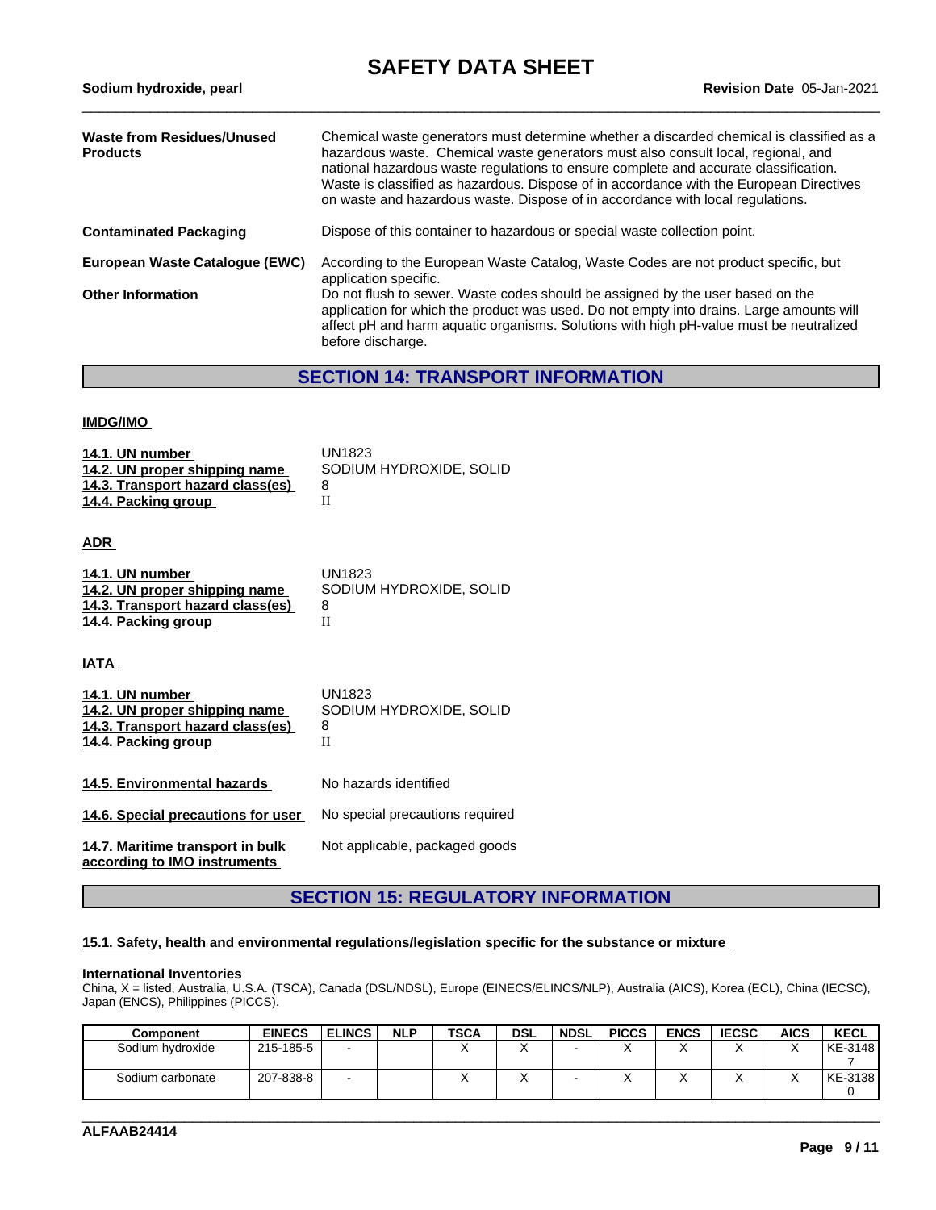| | |
|---|---|
| **Waste from Residues/Unused Products** | Chemical waste generators must determine whether a discarded chemical is classified as a hazardous waste. Chemical waste generators must also consult local, regional, and national hazardous waste regulations to ensure complete and accurate classification. Waste is classified as hazardous. Dispose of in accordance with the European Directives on waste and hazardous waste. Dispose of in accordance with local regulations. |
| **Contaminated Packaging** | Dispose of this container to hazardous or special waste collection point. |
| **European Waste Catalogue (EWC)** | According to the European Waste Catalog, Waste Codes are not product specific, but application specific. |
| **Other Information** | Do not flush to sewer. Waste codes should be assigned by the user based on the application for which the product was used. Do not empty into drains. Large amounts will affect pH and harm aquatic organisms. Solutions with high pH-value must be neutralized before discharge. |

## SECTION 14: TRANSPORT INFORMATION

### IMDG/IMO

| | |
|---|---|
| **14.1. UN number** | UN1823 |
| **14.2. UN proper shipping name** | SODIUM HYDROXIDE, SOLID |
| **14.3. Transport hazard class(es)** | 8 |
| **14.4. Packing group** | II |

### ADR

| | |
|---|---|
| **14.1. UN number** | UN1823 |
| **14.2. UN proper shipping name** | SODIUM HYDROXIDE, SOLID |
| **14.3. Transport hazard class(es)** | 8 |
| **14.4. Packing group** | II |

### IATA

| | |
|---|---|
| **14.1. UN number** | UN1823 |
| **14.2. UN proper shipping name** | SODIUM HYDROXIDE, SOLID |
| **14.3. Transport hazard class(es)** | 8 |
| **14.4. Packing group** | II |

| | |
|---|---|
| **14.5. Environmental hazards** | No hazards identified |
| **14.6. Special precautions for user** | No special precautions required |
| **14.7. Maritime transport in bulk according to IMO instruments** | Not applicable, packaged goods |

## SECTION 15: REGULATORY INFORMATION

### 15.1. Safety, health and environmental regulations/legislation specific for the substance or mixture

**International Inventories**

China, X = listed, Australia, U.S.A. (TSCA), Canada (DSL/NDSL), Europe (EINECS/ELINCS/NLP), Australia (AICS), Korea (ECL), China (IECSC), Japan (ENCS), Philippines (PICCS).

| Component | EINECS | ELINCS | NLP | TSCA | DSL | NDSL | PICCS | ENCS | IECSC | AICS | KECL |
|---|---|---|---|---|---|---|---|---|---|---|---|
| Sodium hydroxide | 215-185-5 | - | | X | X | - | X | X | X | X | KE-31487 |
| Sodium carbonate | 207-838-8 | - | | X | X | - | X | X | X | X | KE-31380 |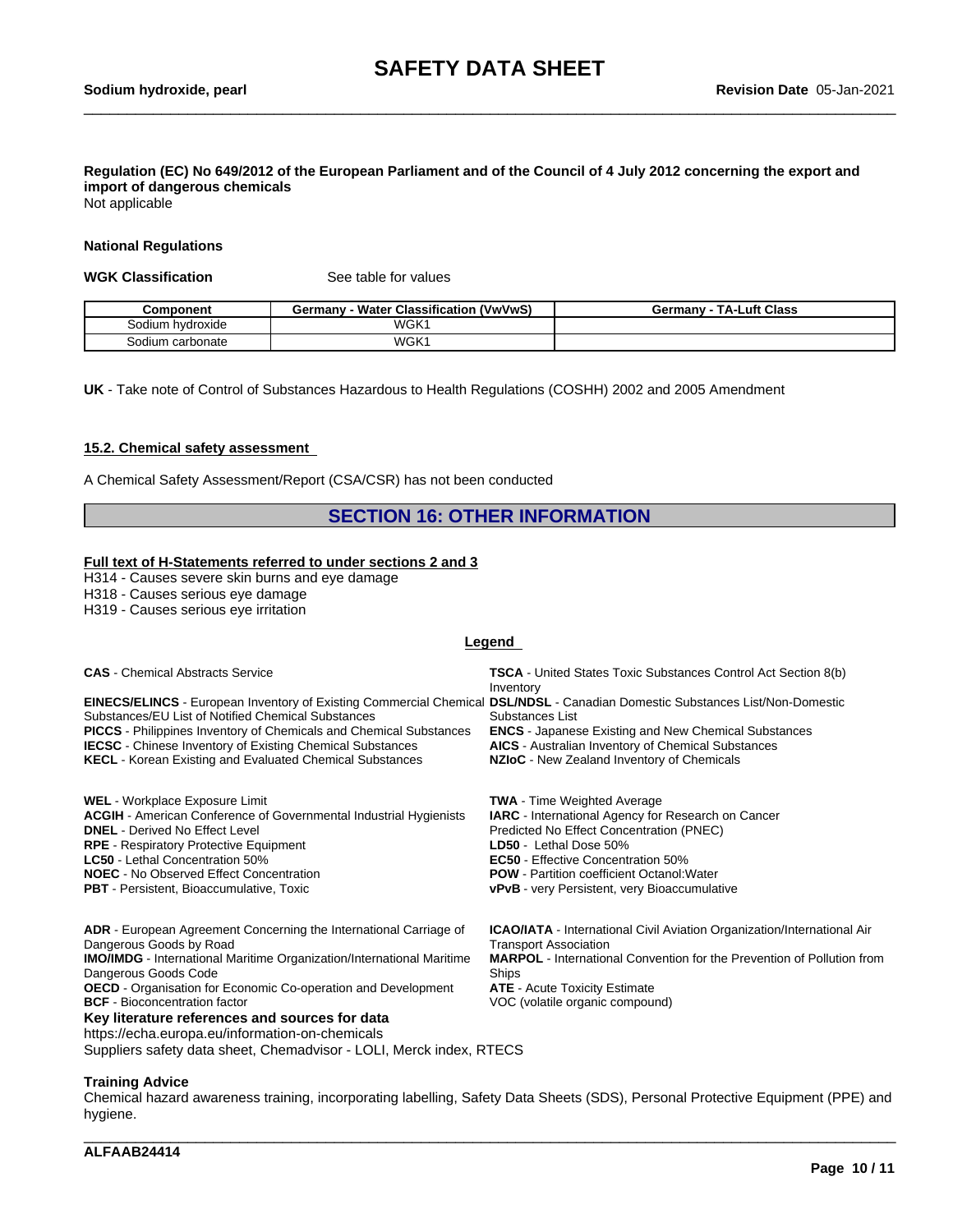**Regulation (EC) No 649/2012 of the European Parliament and of the Council of 4 July 2012 concerning the export and import of dangerous chemicals**
Not applicable

**National Regulations**

**WGK Classification** See table for values

| Component | Germany - Water Classification (VwVwS) | Germany - TA-Luft Class |
|---|---|---|
| Sodium hydroxide | WGK1 | |
| Sodium carbonate | WGK1 | |

**UK** - Take note of Control of Substances Hazardous to Health Regulations (COSHH) 2002 and 2005 Amendment

### 15.2. Chemical safety assessment

A Chemical Safety Assessment/Report (CSA/CSR) has not been conducted

## SECTION 16: OTHER INFORMATION

**Full text of H-Statements referred to under sections 2 and 3**

H314 - Causes severe skin burns and eye damage
H318 - Causes serious eye damage
H319 - Causes serious eye irritation

**Legend**

**CAS** - Chemical Abstracts Service
**EINECS/ELINCS** - European Inventory of Existing Commercial Chemical Substances/EU List of Notified Chemical Substances
**PICCS** - Philippines Inventory of Chemicals and Chemical Substances
**IECSC** - Chinese Inventory of Existing Chemical Substances
**KECL** - Korean Existing and Evaluated Chemical Substances
**TSCA** - United States Toxic Substances Control Act Section 8(b) Inventory
**DSL/NDSL** - Canadian Domestic Substances List/Non-Domestic Substances List
**ENCS** - Japanese Existing and New Chemical Substances
**AICS** - Australian Inventory of Chemical Substances
**NZIoC** - New Zealand Inventory of Chemicals

**WEL** - Workplace Exposure Limit
**ACGIH** - American Conference of Governmental Industrial Hygienists
**DNEL** - Derived No Effect Level
**RPE** - Respiratory Protective Equipment
**LC50** - Lethal Concentration 50%
**NOEC** - No Observed Effect Concentration
**PBT** - Persistent, Bioaccumulative, Toxic
**TWA** - Time Weighted Average
**IARC** - International Agency for Research on Cancer
Predicted No Effect Concentration (PNEC)
**LD50** - Lethal Dose 50%
**EC50** - Effective Concentration 50%
**POW** - Partition coefficient Octanol:Water
**vPvB** - very Persistent, very Bioaccumulative

**ADR** - European Agreement Concerning the International Carriage of Dangerous Goods by Road
**IMO/IMDG** - International Maritime Organization/International Maritime Dangerous Goods Code
**OECD** - Organisation for Economic Co-operation and Development
**BCF** - Bioconcentration factor
**ICAO/IATA** - International Civil Aviation Organization/International Air Transport Association
**MARPOL** - International Convention for the Prevention of Pollution from Ships
**ATE** - Acute Toxicity Estimate
VOC (volatile organic compound)

**Key literature references and sources for data**
https://echa.europa.eu/information-on-chemicals
Suppliers safety data sheet, Chemadvisor - LOLI, Merck index, RTECS

**Training Advice**
Chemical hazard awareness training, incorporating labelling, Safety Data Sheets (SDS), Personal Protective Equipment (PPE) and hygiene.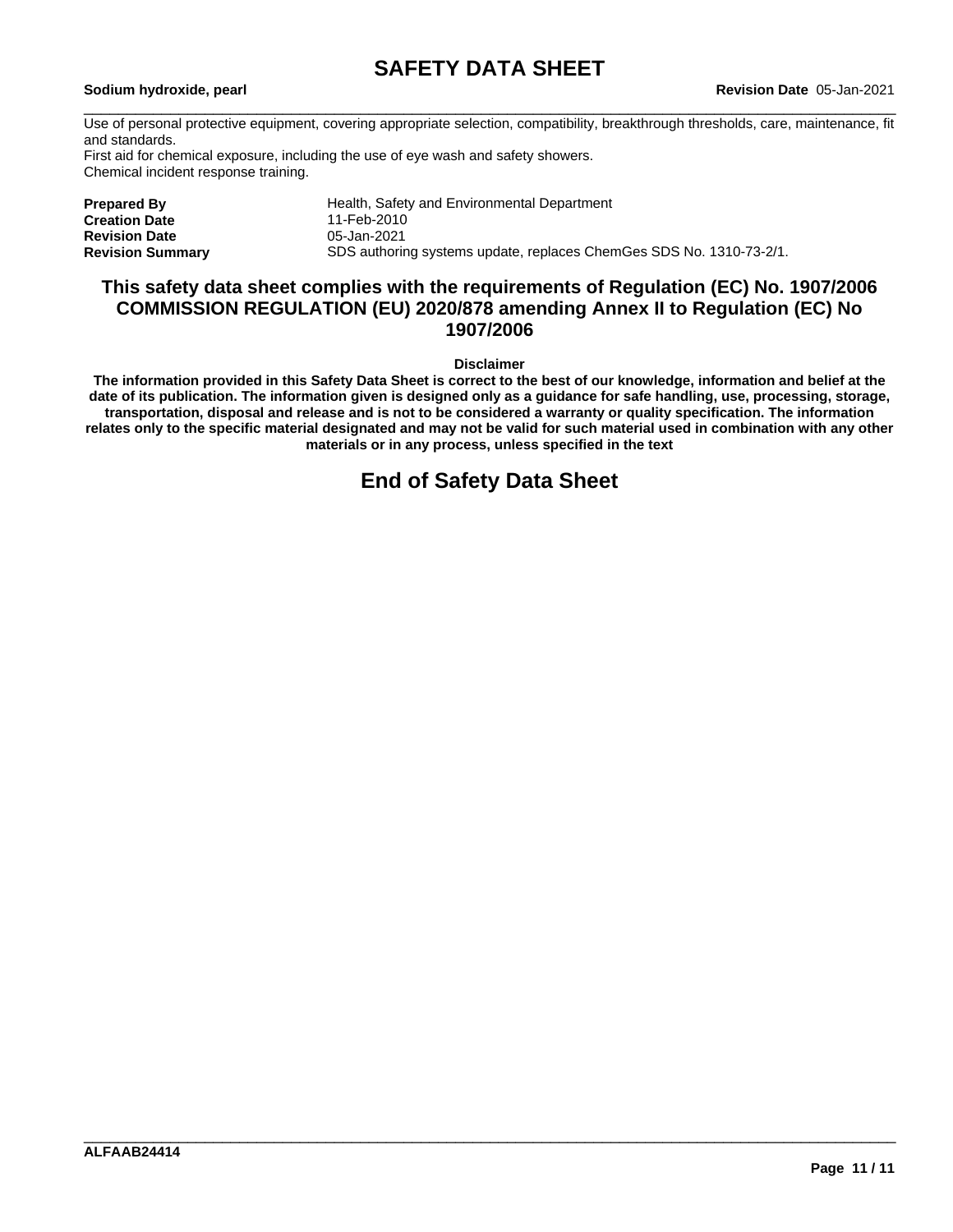Use of personal protective equipment, covering appropriate selection, compatibility, breakthrough thresholds, care, maintenance, fit and standards.
First aid for chemical exposure, including the use of eye wash and safety showers.
Chemical incident response training.

| | |
|---|---|
| **Prepared By** | Health, Safety and Environmental Department |
| **Creation Date** | 11-Feb-2010 |
| **Revision Date** | 05-Jan-2021 |
| **Revision Summary** | SDS authoring systems update, replaces ChemGes SDS No. 1310-73-2/1. |

## This safety data sheet complies with the requirements of Regulation (EC) No. 1907/2006 COMMISSION REGULATION (EU) 2020/878 amending Annex II to Regulation (EC) No 1907/2006

**Disclaimer**

**The information provided in this Safety Data Sheet is correct to the best of our knowledge, information and belief at the date of its publication. The information given is designed only as a guidance for safe handling, use, processing, storage, transportation, disposal and release and is not to be considered a warranty or quality specification. The information relates only to the specific material designated and may not be valid for such material used in combination with any other materials or in any process, unless specified in the text**

## End of Safety Data Sheet